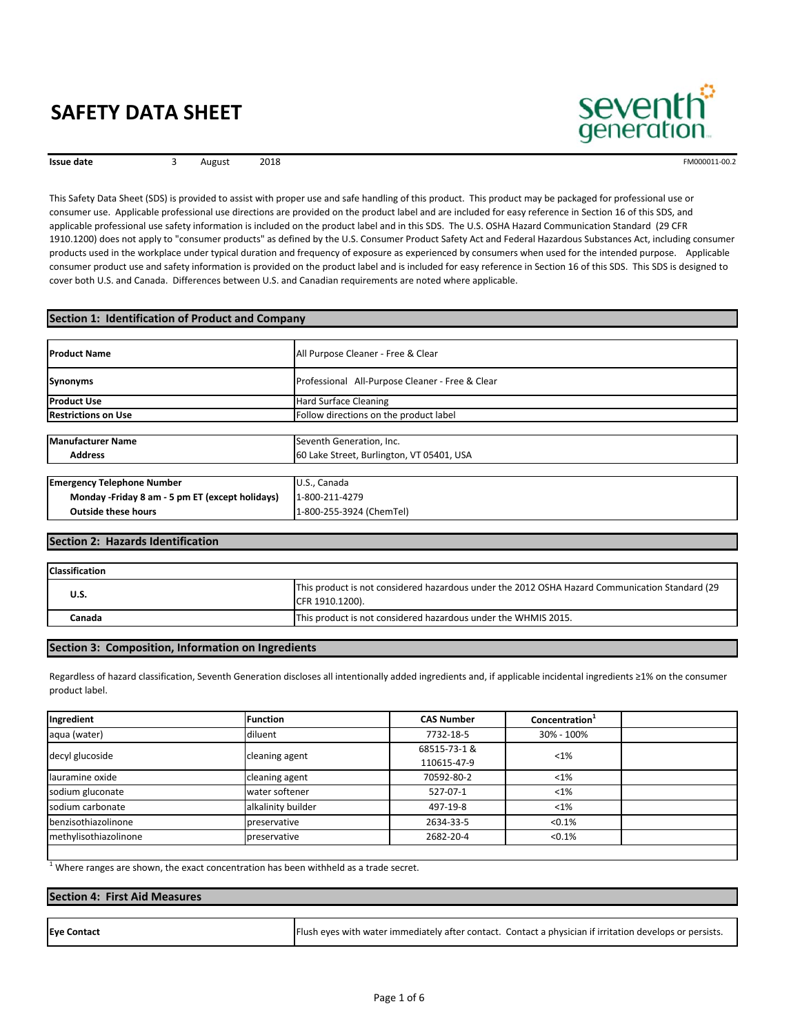# SAFETY DATA SHEET

seventh generation

**Issue date** 3 August 2018

FM000011-00.2

This Safety Data Sheet (SDS) is provided to assist with proper use and safe handling of this product. This product may be packaged for professional use or consumer use. Applicable professional use directions are provided on the product label and are included for easy reference in Section 16 of this SDS, and applicable professional use safety information is included on the product label and in this SDS. The U.S. OSHA Hazard Communication Standard (29 CFR 1910.1200) does not apply to "consumer products" as defined by the U.S. Consumer Product Safety Act and Federal Hazardous Substances Act, including consumer products used in the workplace under typical duration and frequency of exposure as experienced by consumers when used for the intended purpose. Applicable consumer product use and safety information is provided on the product label and is included for easy reference in Section 16 of this SDS. This SDS is designed to cover both U.S. and Canada. Differences between U.S. and Canadian requirements are noted where applicable.

## Section 1: Identification of Product and Company

| | |
|---|---|
| **Product Name** | All Purpose Cleaner - Free & Clear |
| **Synonyms** | Professional All-Purpose Cleaner - Free & Clear |
| **Product Use** | Hard Surface Cleaning |
| **Restrictions on Use** | Follow directions on the product label |

| | |
|---|---|
| **Manufacturer Name** | Seventh Generation, Inc. |
| **Address** | 60 Lake Street, Burlington, VT 05401, USA |

| | |
|---|---|
| **Emergency Telephone Number** | U.S., Canada |
| **Monday -Friday 8 am - 5 pm ET (except holidays)** | 1-800-211-4279 |
| **Outside these hours** | 1-800-255-3924 (ChemTel) |

## Section 2: Hazards Identification

| **Classification** | |
|---|---|
| **U.S.** | This product is not considered hazardous under the 2012 OSHA Hazard Communication Standard (29 CFR 1910.1200). |
| **Canada** | This product is not considered hazardous under the WHMIS 2015. |

## Section 3: Composition, Information on Ingredients

Regardless of hazard classification, Seventh Generation discloses all intentionally added ingredients and, if applicable incidental ingredients ≥1% on the consumer product label.

| Ingredient | Function | CAS Number | Concentration[1] | |
|---|---|---|---|---|
| aqua (water) | diluent | 7732-18-5 | 30% - 100% | |
| decyl glucoside | cleaning agent | 68515-73-1 & 110615-47-9 | <1% | |
| lauramine oxide | cleaning agent | 70592-80-2 | <1% | |
| sodium gluconate | water softener | 527-07-1 | <1% | |
| sodium carbonate | alkalinity builder | 497-19-8 | <1% | |
| benzisothiazolinone | preservative | 2634-33-5 | <0.1% | |
| methylisothiazolinone | preservative | 2682-20-4 | <0.1% | |

[1] Where ranges are shown, the exact concentration has been withheld as a trade secret.

## Section 4: First Aid Measures

| | |
|---|---|
| **Eye Contact** | Flush eyes with water immediately after contact. Contact a physician if irritation develops or persists. |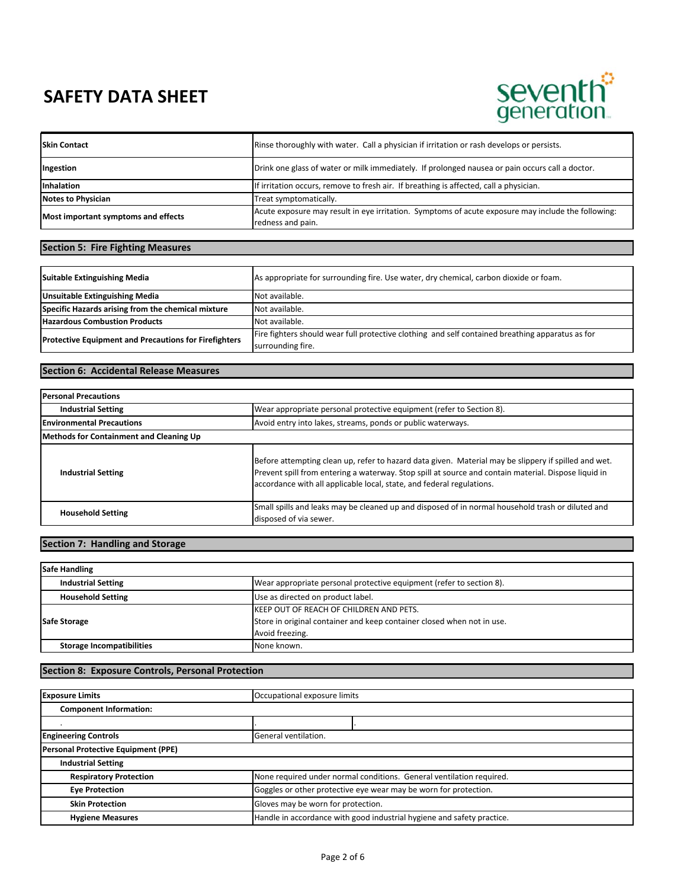| | |
|---|---|
| **Skin Contact** | Rinse thoroughly with water. Call a physician if irritation or rash develops or persists. |
| **Ingestion** | Drink one glass of water or milk immediately. If prolonged nausea or pain occurs call a doctor. |
| **Inhalation** | If irritation occurs, remove to fresh air. If breathing is affected, call a physician. |
| **Notes to Physician** | Treat symptomatically. |
| **Most important symptoms and effects** | Acute exposure may result in eye irritation. Symptoms of acute exposure may include the following: redness and pain. |

## Section 5: Fire Fighting Measures

| | |
|---|---|
| **Suitable Extinguishing Media** | As appropriate for surrounding fire. Use water, dry chemical, carbon dioxide or foam. |
| **Unsuitable Extinguishing Media** | Not available. |
| **Specific Hazards arising from the chemical mixture** | Not available. |
| **Hazardous Combustion Products** | Not available. |
| **Protective Equipment and Precautions for Firefighters** | Fire fighters should wear full protective clothing and self contained breathing apparatus as for surrounding fire. |

## Section 6: Accidental Release Measures

| | |
|---|---|
| **Personal Precautions** | |
| **Industrial Setting** | Wear appropriate personal protective equipment (refer to Section 8). |
| **Environmental Precautions** | Avoid entry into lakes, streams, ponds or public waterways. |
| **Methods for Containment and Cleaning Up** | |
| **Industrial Setting** | Before attempting clean up, refer to hazard data given. Material may be slippery if spilled and wet. Prevent spill from entering a waterway. Stop spill at source and contain material. Dispose liquid in accordance with all applicable local, state, and federal regulations. |
| **Household Setting** | Small spills and leaks may be cleaned up and disposed of in normal household trash or diluted and disposed of via sewer. |

## Section 7: Handling and Storage

| | |
|---|---|
| **Safe Handling** | |
| **Industrial Setting** | Wear appropriate personal protective equipment (refer to section 8). |
| **Household Setting** | Use as directed on product label. |
| **Safe Storage** | KEEP OUT OF REACH OF CHILDREN AND PETS.<br>Store in original container and keep container closed when not in use.<br>Avoid freezing. |
| **Storage Incompatibilities** | None known. |

## Section 8: Exposure Controls, Personal Protection

| | | |
|---|---|---|
| **Exposure Limits** | Occupational exposure limits | |
| **Component Information:** | | |
| . | . | . |
| **Engineering Controls** | General ventilation. | |
| **Personal Protective Equipment (PPE)** | | |
| **Industrial Setting** | | |
| **Respiratory Protection** | None required under normal conditions. General ventilation required. | |
| **Eye Protection** | Goggles or other protective eye wear may be worn for protection. | |
| **Skin Protection** | Gloves may be worn for protection. | |
| **Hygiene Measures** | Handle in accordance with good industrial hygiene and safety practice. | |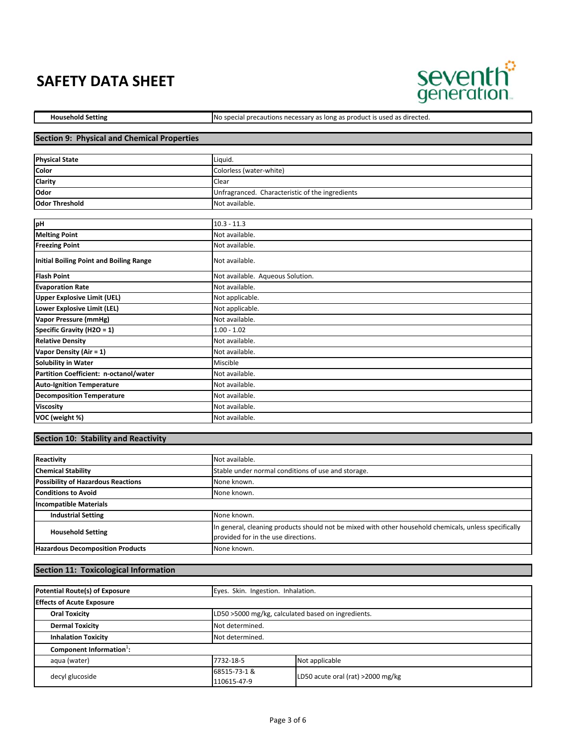# SAFETY DATA SHEET

| Household Setting | No special precautions necessary as long as product is used as directed. |
|---|---|

## Section 9: Physical and Chemical Properties

| Physical State | Liquid. |
|---|---|
| Color | Colorless (water-white) |
| Clarity | Clear |
| Odor | Unfragranced. Characteristic of the ingredients |
| Odor Threshold | Not available. |

| pH | 10.3 - 11.3 |
|---|---|
| Melting Point | Not available. |
| Freezing Point | Not available. |
| Initial Boiling Point and Boiling Range | Not available. |
| Flash Point | Not available. Aqueous Solution. |
| Evaporation Rate | Not available. |
| Upper Explosive Limit (UEL) | Not applicable. |
| Lower Explosive Limit (LEL) | Not applicable. |
| Vapor Pressure (mmHg) | Not available. |
| Specific Gravity (H2O = 1) | 1.00 - 1.02 |
| Relative Density | Not available. |
| Vapor Density (Air = 1) | Not available. |
| Solubility in Water | Miscible |
| Partition Coefficient: n-octanol/water | Not available. |
| Auto-Ignition Temperature | Not available. |
| Decomposition Temperature | Not available. |
| Viscosity | Not available. |
| VOC (weight %) | Not available. |

## Section 10: Stability and Reactivity

| Reactivity | Not available. |
|---|---|
| Chemical Stability | Stable under normal conditions of use and storage. |
| Possibility of Hazardous Reactions | None known. |
| Conditions to Avoid | None known. |
| Incompatible Materials | |
| Industrial Setting | None known. |
| Household Setting | In general, cleaning products should not be mixed with other household chemicals, unless specifically provided for in the use directions. |
| Hazardous Decomposition Products | None known. |

## Section 11: Toxicological Information

| Potential Route(s) of Exposure | Eyes. Skin. Ingestion. Inhalation. | |
|---|---|---|
| Effects of Acute Exposure | | |
| Oral Toxicity | LD50 >5000 mg/kg, calculated based on ingredients. | |
| Dermal Toxicity | Not determined. | |
| Inhalation Toxicity | Not determined. | |
| Component Information[1]: | | |
| aqua (water) | 7732-18-5 | Not applicable |
| decyl glucoside | 68515-73-1 & 110615-47-9 | LD50 acute oral (rat) >2000 mg/kg |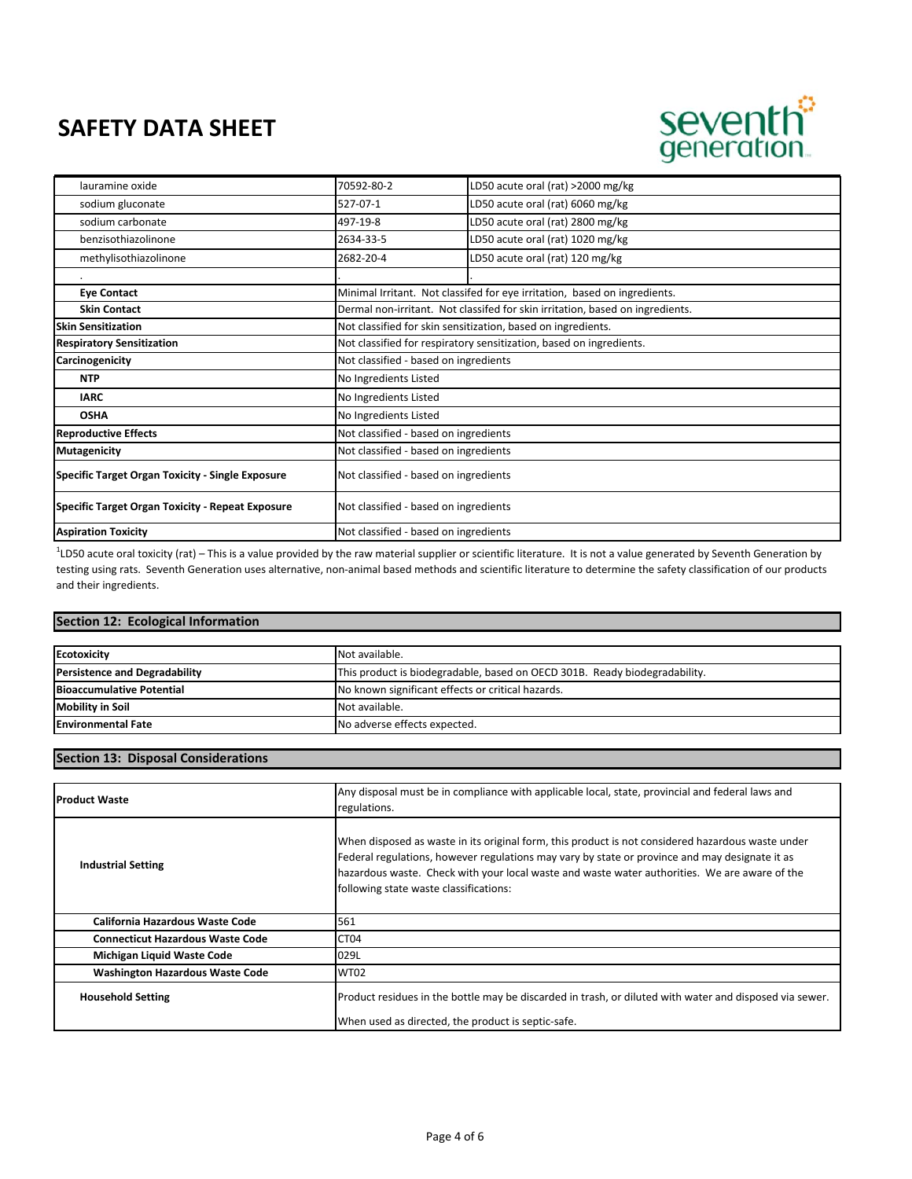| | | |
|---|---|---|
| lauramine oxide | 70592-80-2 | LD50 acute oral (rat) >2000 mg/kg |
| sodium gluconate | 527-07-1 | LD50 acute oral (rat) 6060 mg/kg |
| sodium carbonate | 497-19-8 | LD50 acute oral (rat) 2800 mg/kg |
| benzisothiazolinone | 2634-33-5 | LD50 acute oral (rat) 1020 mg/kg |
| methylisothiazolinone | 2682-20-4 | LD50 acute oral (rat) 120 mg/kg |
| . | . | . |
| **Eye Contact** | Minimal Irritant. Not classifed for eye irritation, based on ingredients. | |
| **Skin Contact** | Dermal non-irritant. Not classifed for skin irritation, based on ingredients. | |
| **Skin Sensitization** | Not classified for skin sensitization, based on ingredients. | |
| **Respiratory Sensitization** | Not classified for respiratory sensitization, based on ingredients. | |
| **Carcinogenicity** | Not classified - based on ingredients | |
| **NTP** | No Ingredients Listed | |
| **IARC** | No Ingredients Listed | |
| **OSHA** | No Ingredients Listed | |
| **Reproductive Effects** | Not classified - based on ingredients | |
| **Mutagenicity** | Not classified - based on ingredients | |
| **Specific Target Organ Toxicity - Single Exposure** | Not classified - based on ingredients | |
| **Specific Target Organ Toxicity - Repeat Exposure** | Not classified - based on ingredients | |
| **Aspiration Toxicity** | Not classified - based on ingredients | |

[1]LD50 acute oral toxicity (rat) – This is a value provided by the raw material supplier or scientific literature. It is not a value generated by Seventh Generation by testing using rats. Seventh Generation uses alternative, non-animal based methods and scientific literature to determine the safety classification of our products and their ingredients.

## Section 12: Ecological Information

| | |
|---|---|
| **Ecotoxicity** | Not available. |
| **Persistence and Degradability** | This product is biodegradable, based on OECD 301B. Ready biodegradability. |
| **Bioaccumulative Potential** | No known significant effects or critical hazards. |
| **Mobility in Soil** | Not available. |
| **Environmental Fate** | No adverse effects expected. |

## Section 13: Disposal Considerations

| | |
|---|---|
| **Product Waste** | Any disposal must be in compliance with applicable local, state, provincial and federal laws and regulations. |
| **Industrial Setting** | When disposed as waste in its original form, this product is not considered hazardous waste under Federal regulations, however regulations may vary by state or province and may designate it as hazardous waste. Check with your local waste and waste water authorities. We are aware of the following state waste classifications: |
| **California Hazardous Waste Code** | 561 |
| **Connecticut Hazardous Waste Code** | CT04 |
| **Michigan Liquid Waste Code** | 029L |
| **Washington Hazardous Waste Code** | WT02 |
| **Household Setting** | Product residues in the bottle may be discarded in trash, or diluted with water and disposed via sewer. When used as directed, the product is septic-safe. |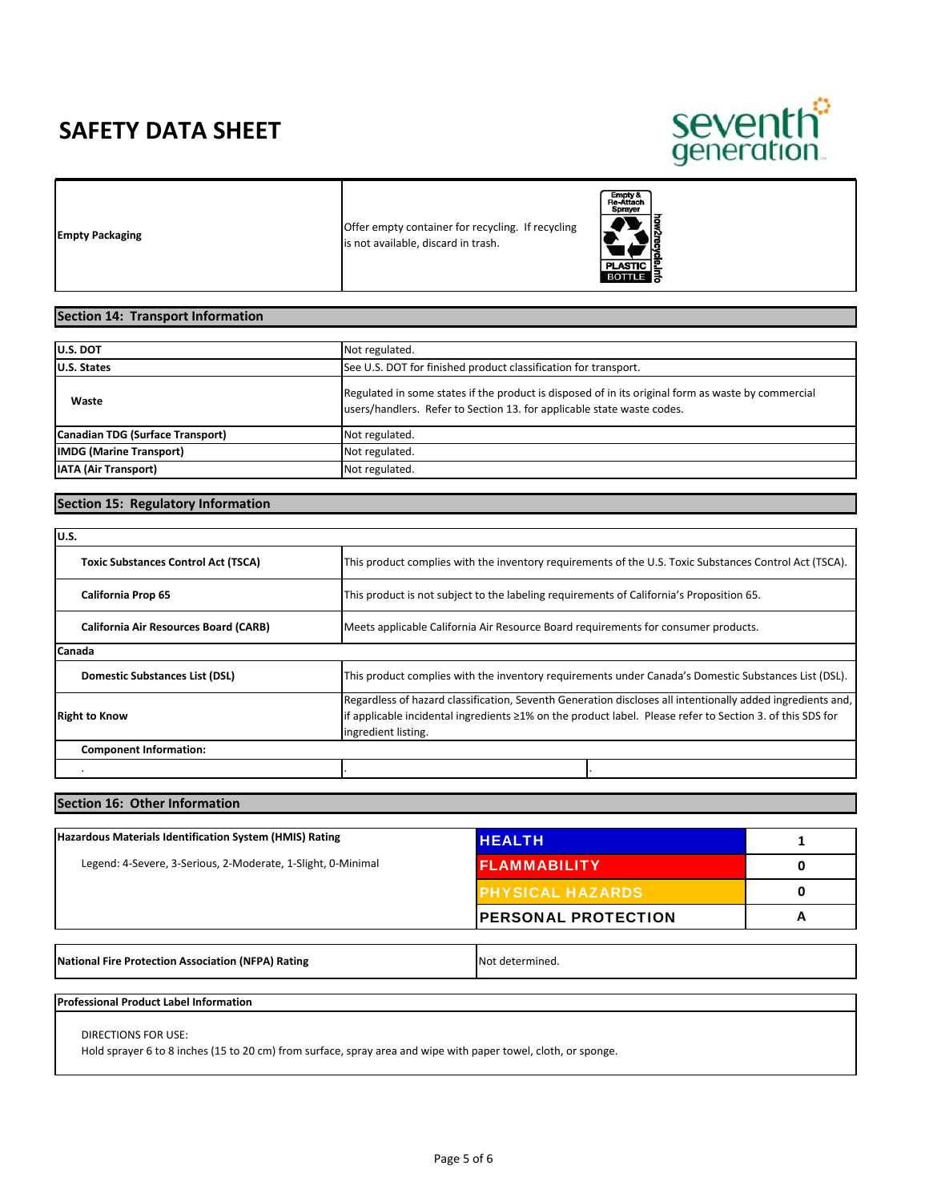# SAFETY DATA SHEET

| Empty Packaging | Offer empty container for recycling. If recycling is not available, discard in trash. |
|---|---|

## Section 14: Transport Information

| | |
|---|---|
| **U.S. DOT** | Not regulated. |
| **U.S. States** | See U.S. DOT for finished product classification for transport. |
| **Waste** | Regulated in some states if the product is disposed of in its original form as waste by commercial users/handlers. Refer to Section 13. for applicable state waste codes. |
| **Canadian TDG (Surface Transport)** | Not regulated. |
| **IMDG (Marine Transport)** | Not regulated. |
| **IATA (Air Transport)** | Not regulated. |

## Section 15: Regulatory Information

| | | |
|---|---|---|
| **U.S.** | | |
| **Toxic Substances Control Act (TSCA)** | This product complies with the inventory requirements of the U.S. Toxic Substances Control Act (TSCA). | |
| **California Prop 65** | This product is not subject to the labeling requirements of California's Proposition 65. | |
| **California Air Resources Board (CARB)** | Meets applicable California Air Resource Board requirements for consumer products. | |
| **Canada** | | |
| **Domestic Substances List (DSL)** | This product complies with the inventory requirements under Canada's Domestic Substances List (DSL). | |
| **Right to Know** | Regardless of hazard classification, Seventh Generation discloses all intentionally added ingredients and, if applicable incidental ingredients ≥1% on the product label. Please refer to Section 3. of this SDS for ingredient listing. | |
| **Component Information:** | | |
| . | . | . |

## Section 16: Other Information

| Hazardous Materials Identification System (HMIS) Rating | | |
|---|---|---|
| Legend: 4-Severe, 3-Serious, 2-Moderate, 1-Slight, 0-Minimal | HEALTH | 1 |
| | FLAMMABILITY | 0 |
| | PHYSICAL HAZARDS | 0 |
| | PERSONAL PROTECTION | A |

| National Fire Protection Association (NFPA) Rating | Not determined. |
|---|---|

**Professional Product Label Information**

DIRECTIONS FOR USE:
Hold sprayer 6 to 8 inches (15 to 20 cm) from surface, spray area and wipe with paper towel, cloth, or sponge.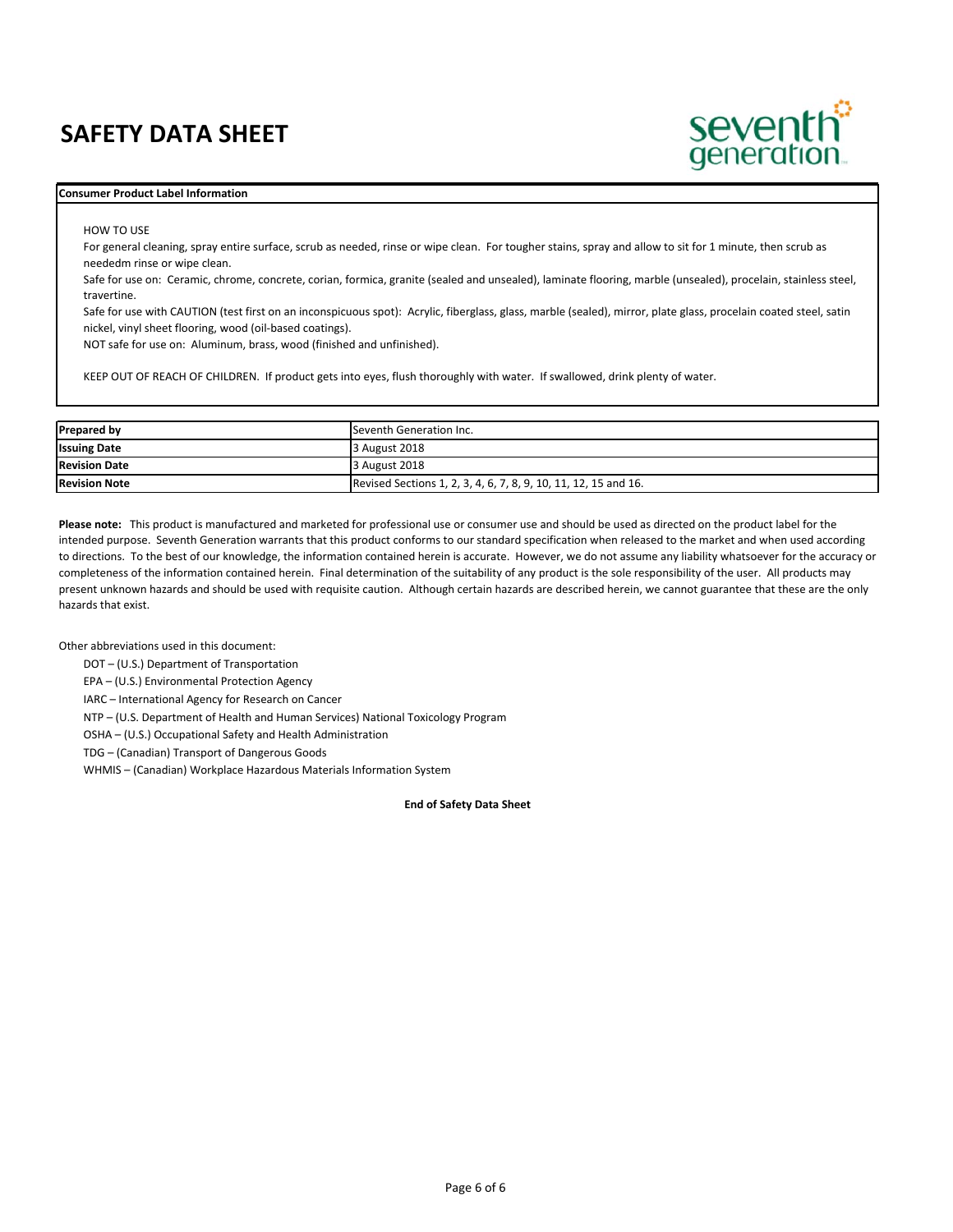# SAFETY DATA SHEET

**Consumer Product Label Information**

HOW TO USE

For general cleaning, spray entire surface, scrub as needed, rinse or wipe clean. For tougher stains, spray and allow to sit for 1 minute, then scrub as neededm rinse or wipe clean.

Safe for use on: Ceramic, chrome, concrete, corian, formica, granite (sealed and unsealed), laminate flooring, marble (unsealed), procelain, stainless steel, travertine.

Safe for use with CAUTION (test first on an inconspicuous spot): Acrylic, fiberglass, glass, marble (sealed), mirror, plate glass, procelain coated steel, satin nickel, vinyl sheet flooring, wood (oil-based coatings).

NOT safe for use on: Aluminum, brass, wood (finished and unfinished).

KEEP OUT OF REACH OF CHILDREN. If product gets into eyes, flush thoroughly with water. If swallowed, drink plenty of water.

| | |
|---|---|
| **Prepared by** | Seventh Generation Inc. |
| **Issuing Date** | 3 August 2018 |
| **Revision Date** | 3 August 2018 |
| **Revision Note** | Revised Sections 1, 2, 3, 4, 6, 7, 8, 9, 10, 11, 12, 15 and 16. |

**Please note:** This product is manufactured and marketed for professional use or consumer use and should be used as directed on the product label for the intended purpose. Seventh Generation warrants that this product conforms to our standard specification when released to the market and when used according to directions. To the best of our knowledge, the information contained herein is accurate. However, we do not assume any liability whatsoever for the accuracy or completeness of the information contained herein. Final determination of the suitability of any product is the sole responsibility of the user. All products may present unknown hazards and should be used with requisite caution. Although certain hazards are described herein, we cannot guarantee that these are the only hazards that exist.

Other abbreviations used in this document:

- DOT – (U.S.) Department of Transportation
- EPA – (U.S.) Environmental Protection Agency
- IARC – International Agency for Research on Cancer
- NTP – (U.S. Department of Health and Human Services) National Toxicology Program
- OSHA – (U.S.) Occupational Safety and Health Administration
- TDG – (Canadian) Transport of Dangerous Goods
- WHMIS – (Canadian) Workplace Hazardous Materials Information System

**End of Safety Data Sheet**